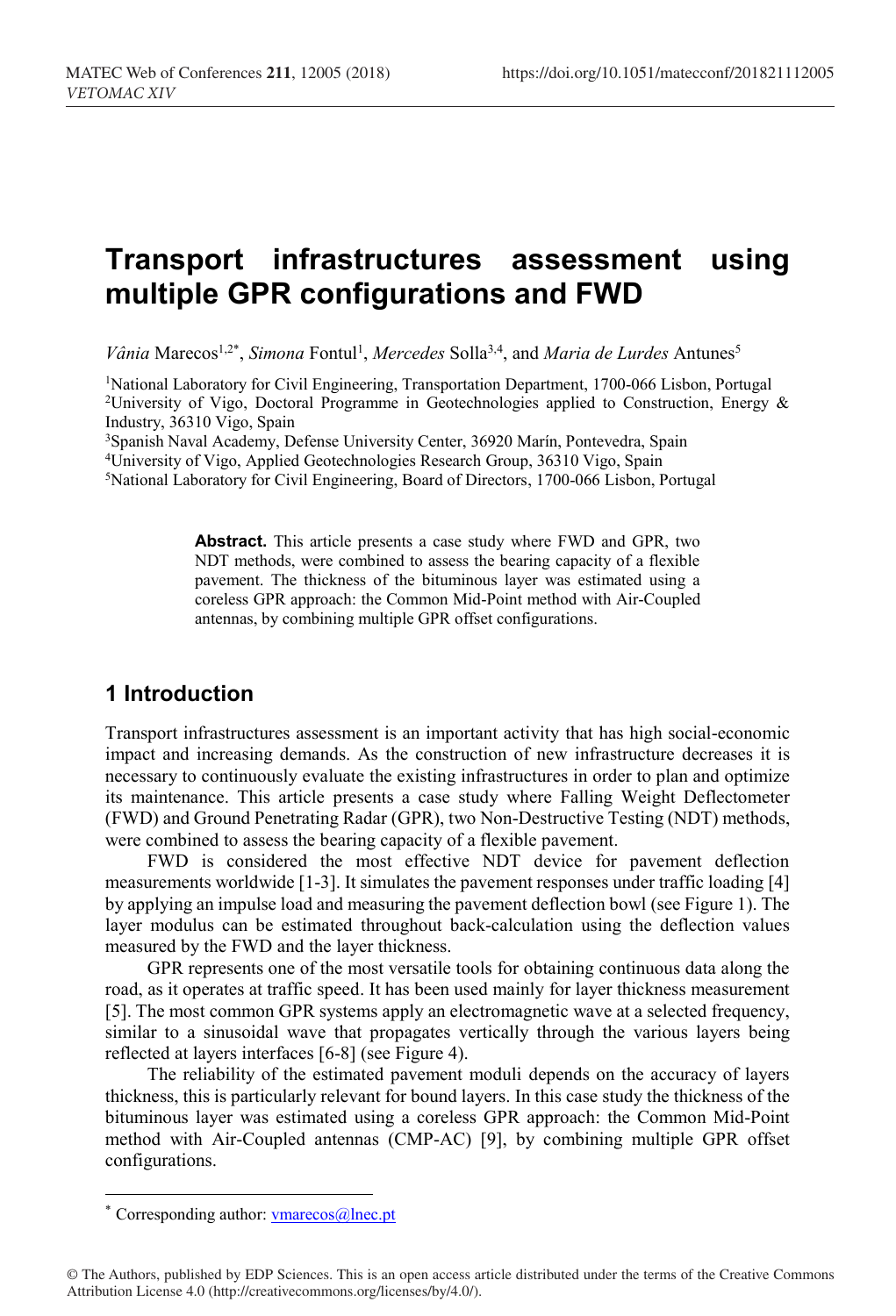# Transport infrastructures assessment using multiple GPR configurations and FWD

*Vânia* Marecos[1,2*], *Simona* Fontul[1], *Mercedes* Solla[3,4], and *Maria de Lurdes* Antunes[5]

[1]National Laboratory for Civil Engineering, Transportation Department, 1700-066 Lisbon, Portugal
[2]University of Vigo, Doctoral Programme in Geotechnologies applied to Construction, Energy & Industry, 36310 Vigo, Spain
[3]Spanish Naval Academy, Defense University Center, 36920 Marín, Pontevedra, Spain
[4]University of Vigo, Applied Geotechnologies Research Group, 36310 Vigo, Spain
[5]National Laboratory for Civil Engineering, Board of Directors, 1700-066 Lisbon, Portugal

**Abstract.** This article presents a case study where FWD and GPR, two NDT methods, were combined to assess the bearing capacity of a flexible pavement. The thickness of the bituminous layer was estimated using a coreless GPR approach: the Common Mid-Point method with Air-Coupled antennas, by combining multiple GPR offset configurations.

## 1 Introduction

Transport infrastructures assessment is an important activity that has high social-economic impact and increasing demands. As the construction of new infrastructure decreases it is necessary to continuously evaluate the existing infrastructures in order to plan and optimize its maintenance. This article presents a case study where Falling Weight Deflectometer (FWD) and Ground Penetrating Radar (GPR), two Non-Destructive Testing (NDT) methods, were combined to assess the bearing capacity of a flexible pavement.

FWD is considered the most effective NDT device for pavement deflection measurements worldwide [1-3]. It simulates the pavement responses under traffic loading [4] by applying an impulse load and measuring the pavement deflection bowl (see Figure 1). The layer modulus can be estimated throughout back-calculation using the deflection values measured by the FWD and the layer thickness.

GPR represents one of the most versatile tools for obtaining continuous data along the road, as it operates at traffic speed. It has been used mainly for layer thickness measurement [5]. The most common GPR systems apply an electromagnetic wave at a selected frequency, similar to a sinusoidal wave that propagates vertically through the various layers being reflected at layers interfaces [6-8] (see Figure 4).

The reliability of the estimated pavement moduli depends on the accuracy of layers thickness, this is particularly relevant for bound layers. In this case study the thickness of the bituminous layer was estimated using a coreless GPR approach: the Common Mid-Point method with Air-Coupled antennas (CMP-AC) [9], by combining multiple GPR offset configurations.

* Corresponding author: vmarecos@lnec.pt

© The Authors, published by EDP Sciences. This is an open access article distributed under the terms of the Creative Commons Attribution License 4.0 (http://creativecommons.org/licenses/by/4.0/).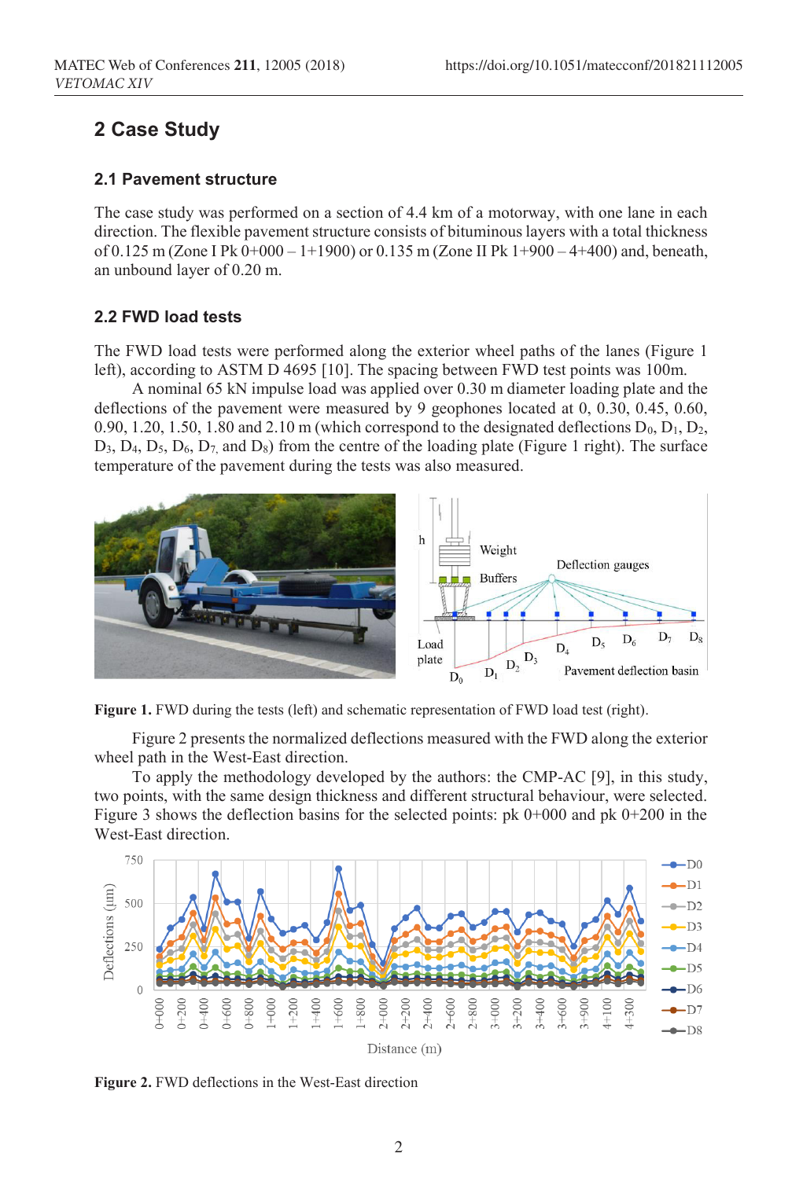## 2 Case Study

### 2.1 Pavement structure

The case study was performed on a section of 4.4 km of a motorway, with one lane in each direction. The flexible pavement structure consists of bituminous layers with a total thickness of 0.125 m (Zone I Pk 0+000 – 1+1900) or 0.135 m (Zone II Pk 1+900 – 4+400) and, beneath, an unbound layer of 0.20 m.

### 2.2 FWD load tests

The FWD load tests were performed along the exterior wheel paths of the lanes (Figure 1 left), according to ASTM D 4695 [10]. The spacing between FWD test points was 100m.

A nominal 65 kN impulse load was applied over 0.30 m diameter loading plate and the deflections of the pavement were measured by 9 geophones located at 0, 0.30, 0.45, 0.60, 0.90, 1.20, 1.50, 1.80 and 2.10 m (which correspond to the designated deflections $D_0$, $D_1$, $D_2$, $D_3$, $D_4$, $D_5$, $D_6$, $D_7$, and $D_8$) from the centre of the loading plate (Figure 1 right). The surface temperature of the pavement during the tests was also measured.

h
Weight
Buffers
Deflection gauges
Load plate
$D_0$ $D_1$ $D_2$ $D_3$ $D_4$ $D_5$ $D_6$ $D_7$ $D_8$
Pavement deflection basin

**Figure 1.** FWD during the tests (left) and schematic representation of FWD load test (right).

Figure 2 presents the normalized deflections measured with the FWD along the exterior wheel path in the West-East direction.

To apply the methodology developed by the authors: the CMP-AC [9], in this study, two points, with the same design thickness and different structural behaviour, were selected. Figure 3 shows the deflection basins for the selected points: pk 0+000 and pk 0+200 in the West-East direction.

Deflections (μm)
750
500
250
0
0+000 0+200 0+400 0+600 0+800 1+000 1+200 1+400 1+600 1+800 2+000 2+200 2+400 2+600 2+800 3+000 3+200 3+400 3+600 3+900 4+100 4+300
Distance (m)
D0 D1 D2 D3 D4 D5 D6 D7 D8

**Figure 2.** FWD deflections in the West-East direction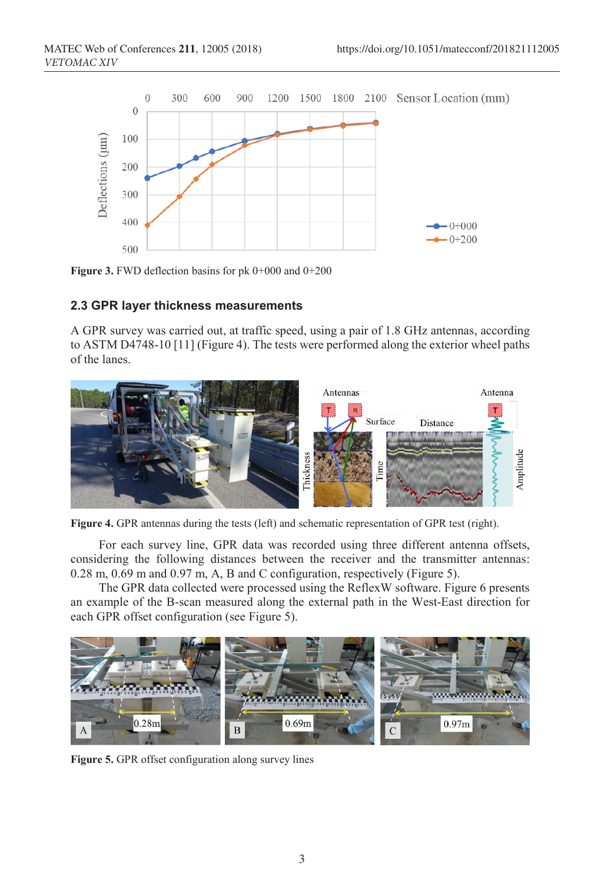0 300 600 900 1200 1500 1800 2100 Sensor Location (mm)

0
100
200
300
400
500

Deflections (μm)

0+000
0+200

**Figure 3.** FWD deflection basins for pk 0+000 and 0+200

### 2.3 GPR layer thickness measurements

A GPR survey was carried out, at traffic speed, using a pair of 1.8 GHz antennas, according to ASTM D4748-10 [11] (Figure 4). The tests were performed along the exterior wheel paths of the lanes.

Antennas
T R
Surface
Thickness
Time
Distance
Antenna
T
Amplitude

**Figure 4.** GPR antennas during the tests (left) and schematic representation of GPR test (right).

For each survey line, GPR data was recorded using three different antenna offsets, considering the following distances between the receiver and the transmitter antennas: 0.28 m, 0.69 m and 0.97 m, A, B and C configuration, respectively (Figure 5).

The GPR data collected were processed using the ReflexW software. Figure 6 presents an example of the B-scan measured along the external path in the West-East direction for each GPR offset configuration (see Figure 5).

A 0.28m
B 0.69m
C 0.97m

**Figure 5.** GPR offset configuration along survey lines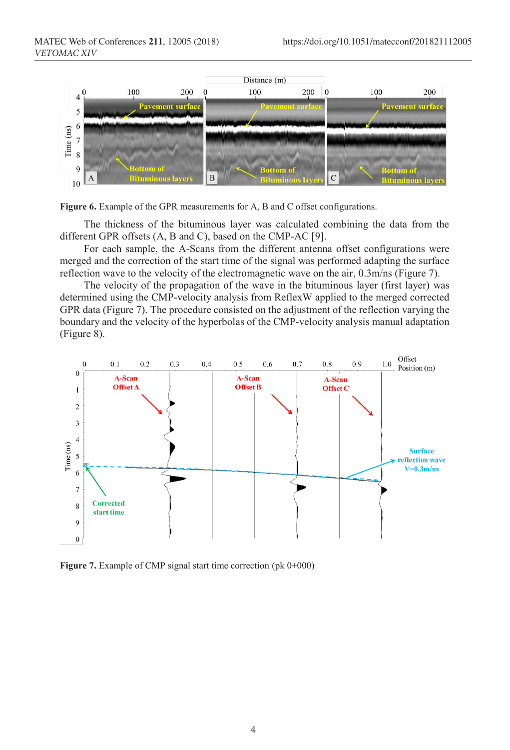Distance (m)

0 100 200 0 100 200 0 100 200

Time (ns)

4 5 6 7 8 9 10

Pavement surface

Bottom of Bituminous layers

A B C

**Figure 6.** Example of the GPR measurements for A, B and C offset configurations.

The thickness of the bituminous layer was calculated combining the data from the different GPR offsets (A, B and C), based on the CMP-AC [9].

For each sample, the A-Scans from the different antenna offset configurations were merged and the correction of the start time of the signal was performed adapting the surface reflection wave to the velocity of the electromagnetic wave on the air, 0.3m/ns (Figure 7).

The velocity of the propagation of the wave in the bituminous layer (first layer) was determined using the CMP-velocity analysis from ReflexW applied to the merged corrected GPR data (Figure 7). The procedure consisted on the adjustment of the reflection varying the boundary and the velocity of the hyperbolas of the CMP-velocity analysis manual adaptation (Figure 8).

Offset Position (m)

0 0.1 0.2 0.3 0.4 0.5 0.6 0.7 0.8 0.9 1.0

Time (ns)

0 1 2 3 4 5 6 7 8 9 0

A-Scan Offset A

A-Scan Offset B

A-Scan Offset C

Surface reflection wave V=0.3m/ns

Corrected start time

**Figure 7.** Example of CMP signal start time correction (pk 0+000)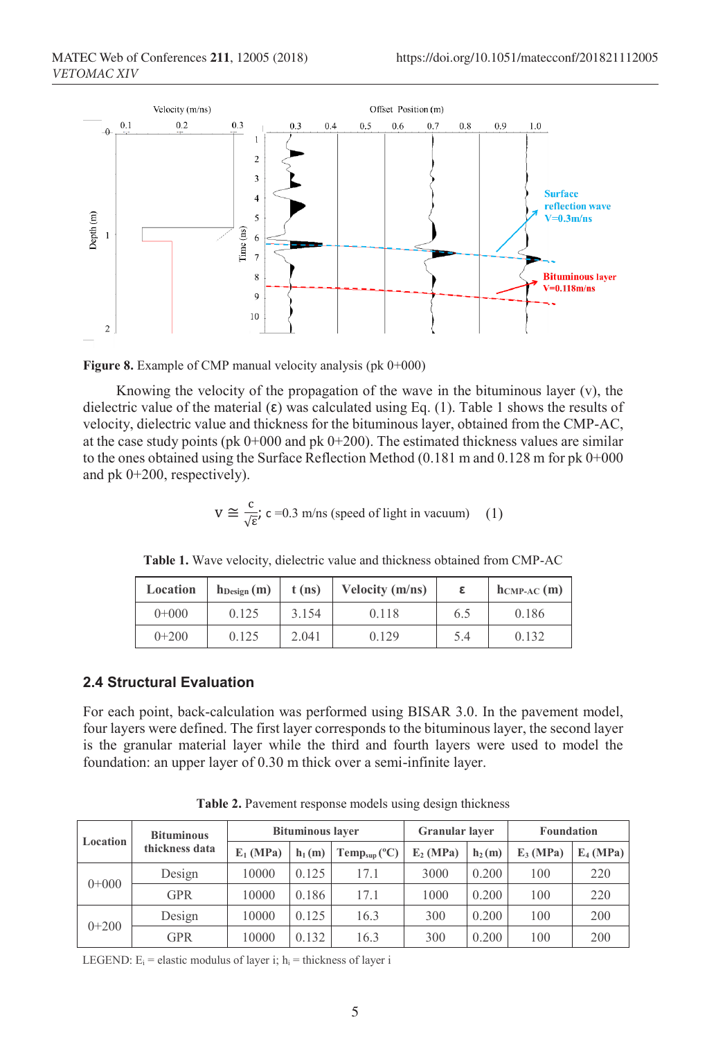Figure 8. Example of CMP manual velocity analysis (pk 0+000)

Knowing the velocity of the propagation of the wave in the bituminous layer (v), the dielectric value of the material (ε) was calculated using Eq. (1). Table 1 shows the results of velocity, dielectric value and thickness for the bituminous layer, obtained from the CMP-AC, at the case study points (pk 0+000 and pk 0+200). The estimated thickness values are similar to the ones obtained using the Surface Reflection Method (0.181 m and 0.128 m for pk 0+000 and pk 0+200, respectively).

$$v \cong \frac{c}{\sqrt{\varepsilon}};\ c = 0.3 \text{ m/ns (speed of light in vacuum)} \qquad (1)$$

**Table 1.** Wave velocity, dielectric value and thickness obtained from CMP-AC

| Location | $h_{Design}$ (m) | t (ns) | Velocity (m/ns) | ε | $h_{CMP-AC}$ (m) |
|---|---|---|---|---|---|
| 0+000 | 0.125 | 3.154 | 0.118 | 6.5 | 0.186 |
| 0+200 | 0.125 | 2.041 | 0.129 | 5.4 | 0.132 |

### 2.4 Structural Evaluation

For each point, back-calculation was performed using BISAR 3.0. In the pavement model, four layers were defined. The first layer corresponds to the bituminous layer, the second layer is the granular material layer while the third and fourth layers were used to model the foundation: an upper layer of 0.30 m thick over a semi-infinite layer.

**Table 2.** Pavement response models using design thickness

| Location | Bituminous thickness data | Bituminous layer | | | Granular layer | | Foundation | |
|---|---|---|---|---|---|---|---|---|
| | | $E_1$ (MPa) | $h_1$ (m) | $Temp_{sup}$ (°C) | $E_2$ (MPa) | $h_2$ (m) | $E_3$ (MPa) | $E_4$ (MPa) |
| 0+000 | Design | 10000 | 0.125 | 17.1 | 3000 | 0.200 | 100 | 220 |
| | GPR | 10000 | 0.186 | 17.1 | 1000 | 0.200 | 100 | 220 |
| 0+200 | Design | 10000 | 0.125 | 16.3 | 300 | 0.200 | 100 | 200 |
| | GPR | 10000 | 0.132 | 16.3 | 300 | 0.200 | 100 | 200 |

LEGEND: $E_i$ = elastic modulus of layer i; $h_i$ = thickness of layer i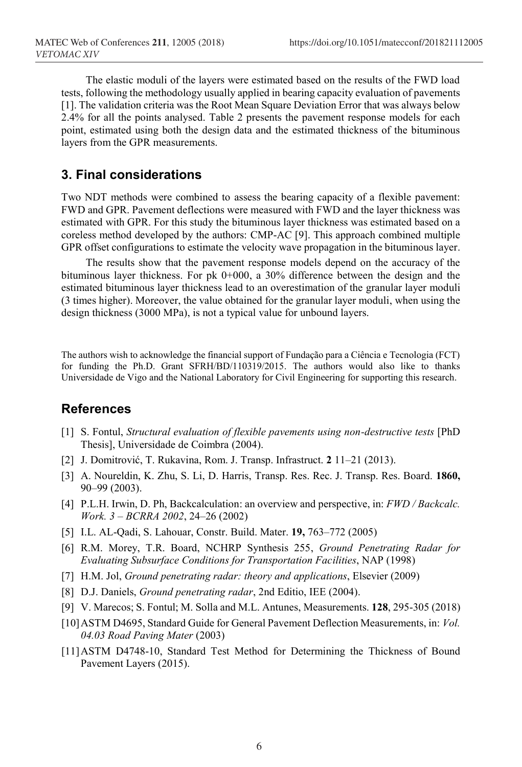The elastic moduli of the layers were estimated based on the results of the FWD load tests, following the methodology usually applied in bearing capacity evaluation of pavements [1]. The validation criteria was the Root Mean Square Deviation Error that was always below 2.4% for all the points analysed. Table 2 presents the pavement response models for each point, estimated using both the design data and the estimated thickness of the bituminous layers from the GPR measurements.

## 3. Final considerations

Two NDT methods were combined to assess the bearing capacity of a flexible pavement: FWD and GPR. Pavement deflections were measured with FWD and the layer thickness was estimated with GPR. For this study the bituminous layer thickness was estimated based on a coreless method developed by the authors: CMP-AC [9]. This approach combined multiple GPR offset configurations to estimate the velocity wave propagation in the bituminous layer.

The results show that the pavement response models depend on the accuracy of the bituminous layer thickness. For pk 0+000, a 30% difference between the design and the estimated bituminous layer thickness lead to an overestimation of the granular layer moduli (3 times higher). Moreover, the value obtained for the granular layer moduli, when using the design thickness (3000 MPa), is not a typical value for unbound layers.

The authors wish to acknowledge the financial support of Fundação para a Ciência e Tecnologia (FCT) for funding the Ph.D. Grant SFRH/BD/110319/2015. The authors would also like to thanks Universidade de Vigo and the National Laboratory for Civil Engineering for supporting this research.

## References

[1] S. Fontul, *Structural evaluation of flexible pavements using non-destructive tests* [PhD Thesis], Universidade de Coimbra (2004).

[2] J. Domitrović, T. Rukavina, Rom. J. Transp. Infrastruct. **2** 11–21 (2013).

[3] A. Noureldin, K. Zhu, S. Li, D. Harris, Transp. Res. Rec. J. Transp. Res. Board. **1860,** 90–99 (2003).

[4] P.L.H. Irwin, D. Ph, Backcalculation: an overview and perspective, in: *FWD / Backcalc. Work. 3 – BCRRA 2002*, 24–26 (2002)

[5] I.L. AL-Qadi, S. Lahouar, Constr. Build. Mater. **19,** 763–772 (2005)

[6] R.M. Morey, T.R. Board, NCHRP Synthesis 255, *Ground Penetrating Radar for Evaluating Subsurface Conditions for Transportation Facilities*, NAP (1998)

[7] H.M. Jol, *Ground penetrating radar: theory and applications*, Elsevier (2009)

[8] D.J. Daniels, *Ground penetrating radar*, 2nd Editio, IEE (2004).

[9] V. Marecos; S. Fontul; M. Solla and M.L. Antunes, Measurements. **128**, 295-305 (2018)

[10] ASTM D4695, Standard Guide for General Pavement Deflection Measurements, in: *Vol. 04.03 Road Paving Mater* (2003)

[11] ASTM D4748-10, Standard Test Method for Determining the Thickness of Bound Pavement Layers (2015).